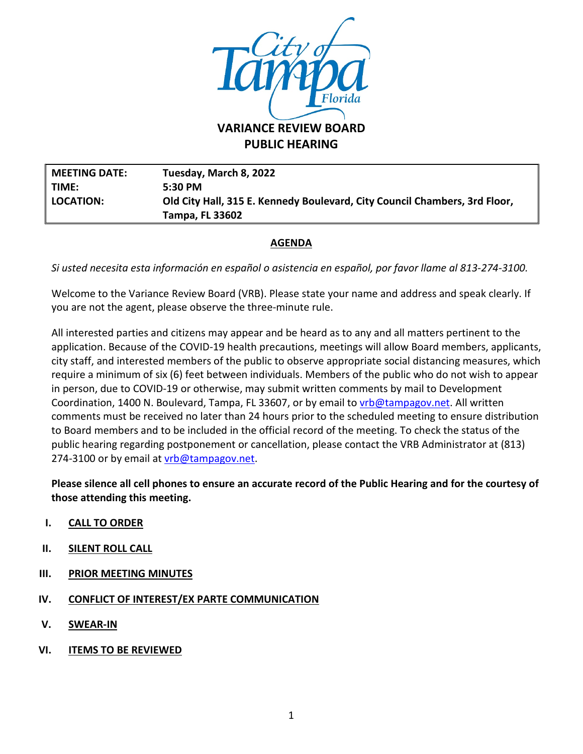# VARIANCE REVIEW BOARD
## PUBLIC HEARING

| | |
|---|---|
| **MEETING DATE:** | **Tuesday, March 8, 2022** |
| **TIME:** | **5:30 PM** |
| **LOCATION:** | **Old City Hall, 315 E. Kennedy Boulevard, City Council Chambers, 3rd Floor, Tampa, FL 33602** |

**AGENDA**

*Si usted necesita esta información en español o asistencia en español, por favor llame al 813-274-3100.*

Welcome to the Variance Review Board (VRB). Please state your name and address and speak clearly. If you are not the agent, please observe the three-minute rule.

All interested parties and citizens may appear and be heard as to any and all matters pertinent to the application. Because of the COVID-19 health precautions, meetings will allow Board members, applicants, city staff, and interested members of the public to observe appropriate social distancing measures, which require a minimum of six (6) feet between individuals. Members of the public who do not wish to appear in person, due to COVID-19 or otherwise, may submit written comments by mail to Development Coordination, 1400 N. Boulevard, Tampa, FL 33607, or by email to vrb@tampagov.net. All written comments must be received no later than 24 hours prior to the scheduled meeting to ensure distribution to Board members and to be included in the official record of the meeting. To check the status of the public hearing regarding postponement or cancellation, please contact the VRB Administrator at (813) 274-3100 or by email at vrb@tampagov.net.

**Please silence all cell phones to ensure an accurate record of the Public Hearing and for the courtesy of those attending this meeting.**

I. **CALL TO ORDER**

II. **SILENT ROLL CALL**

III. **PRIOR MEETING MINUTES**

IV. **CONFLICT OF INTEREST/EX PARTE COMMUNICATION**

V. **SWEAR-IN**

VI. **ITEMS TO BE REVIEWED**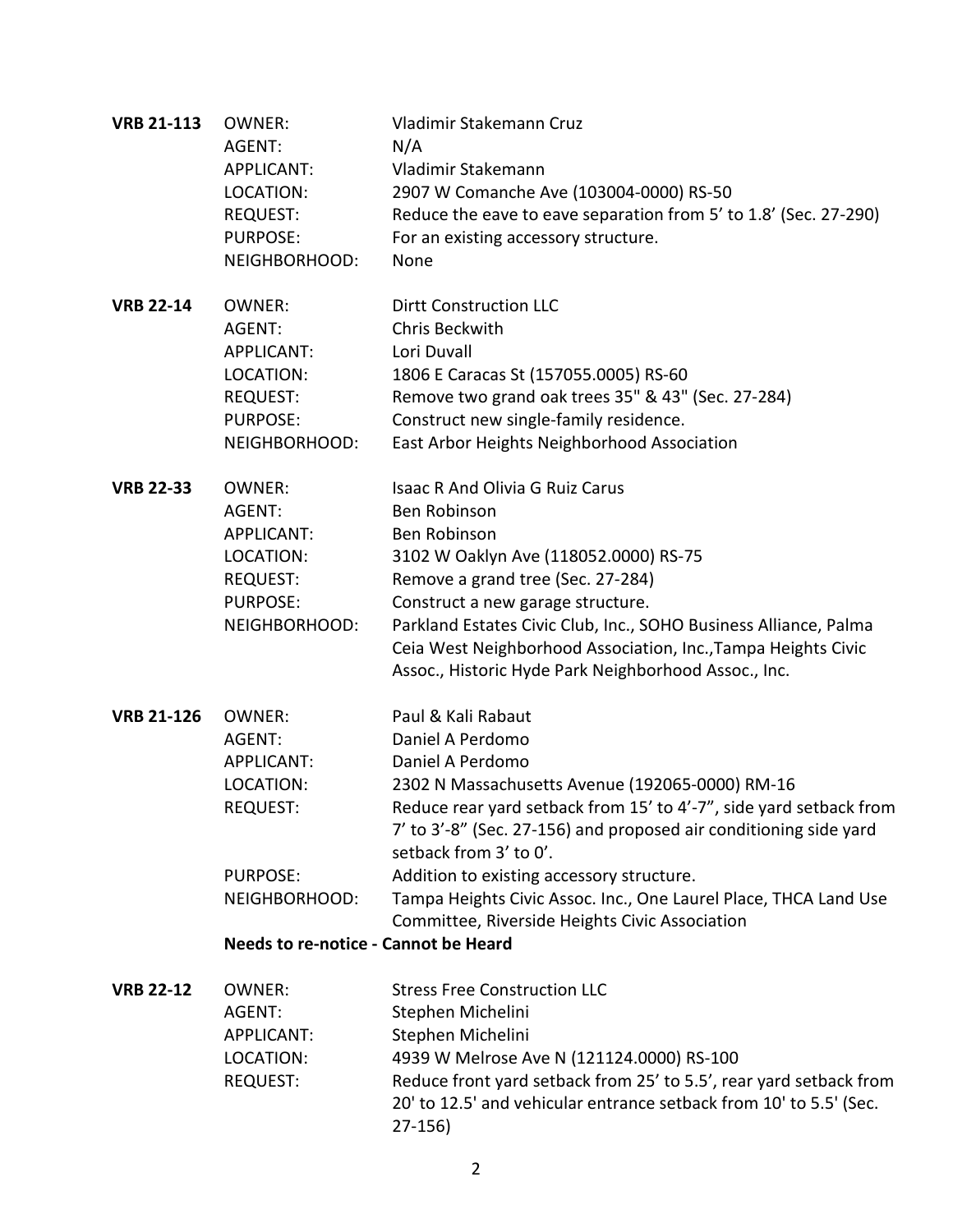**VRB 21-113**

| | |
|---|---|
| OWNER: | Vladimir Stakemann Cruz |
| AGENT: | N/A |
| APPLICANT: | Vladimir Stakemann |
| LOCATION: | 2907 W Comanche Ave (103004-0000) RS-50 |
| REQUEST: | Reduce the eave to eave separation from 5' to 1.8' (Sec. 27-290) |
| PURPOSE: | For an existing accessory structure. |
| NEIGHBORHOOD: | None |

**VRB 22-14**

| | |
|---|---|
| OWNER: | Dirtt Construction LLC |
| AGENT: | Chris Beckwith |
| APPLICANT: | Lori Duvall |
| LOCATION: | 1806 E Caracas St (157055.0005) RS-60 |
| REQUEST: | Remove two grand oak trees 35" & 43" (Sec. 27-284) |
| PURPOSE: | Construct new single-family residence. |
| NEIGHBORHOOD: | East Arbor Heights Neighborhood Association |

**VRB 22-33**

| | |
|---|---|
| OWNER: | Isaac R And Olivia G Ruiz Carus |
| AGENT: | Ben Robinson |
| APPLICANT: | Ben Robinson |
| LOCATION: | 3102 W Oaklyn Ave (118052.0000) RS-75 |
| REQUEST: | Remove a grand tree (Sec. 27-284) |
| PURPOSE: | Construct a new garage structure. |
| NEIGHBORHOOD: | Parkland Estates Civic Club, Inc., SOHO Business Alliance, Palma Ceia West Neighborhood Association, Inc.,Tampa Heights Civic Assoc., Historic Hyde Park Neighborhood Assoc., Inc. |

**VRB 21-126**

| | |
|---|---|
| OWNER: | Paul & Kali Rabaut |
| AGENT: | Daniel A Perdomo |
| APPLICANT: | Daniel A Perdomo |
| LOCATION: | 2302 N Massachusetts Avenue (192065-0000) RM-16 |
| REQUEST: | Reduce rear yard setback from 15' to 4'-7", side yard setback from 7' to 3'-8" (Sec. 27-156) and proposed air conditioning side yard setback from 3' to 0'. |
| PURPOSE: | Addition to existing accessory structure. |
| NEIGHBORHOOD: | Tampa Heights Civic Assoc. Inc., One Laurel Place, THCA Land Use Committee, Riverside Heights Civic Association |

**Needs to re-notice - Cannot be Heard**

**VRB 22-12**

| | |
|---|---|
| OWNER: | Stress Free Construction LLC |
| AGENT: | Stephen Michelini |
| APPLICANT: | Stephen Michelini |
| LOCATION: | 4939 W Melrose Ave N (121124.0000) RS-100 |
| REQUEST: | Reduce front yard setback from 25' to 5.5', rear yard setback from 20' to 12.5' and vehicular entrance setback from 10' to 5.5' (Sec. 27-156) |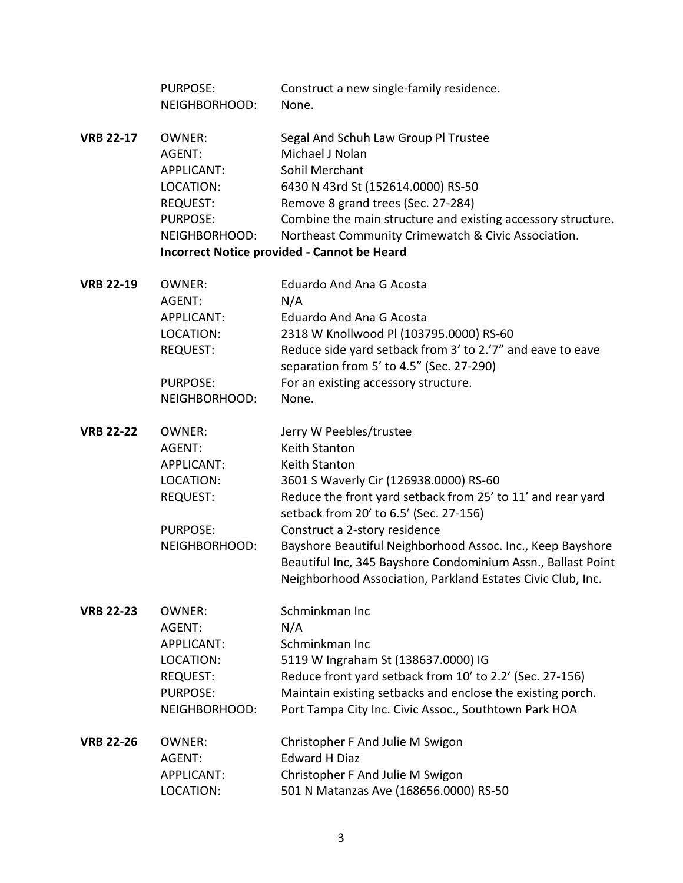PURPOSE: Construct a new single-family residence.
NEIGHBORHOOD: None.

**VRB 22-17**
OWNER: Segal And Schuh Law Group Pl Trustee
AGENT: Michael J Nolan
APPLICANT: Sohil Merchant
LOCATION: 6430 N 43rd St (152614.0000) RS-50
REQUEST: Remove 8 grand trees (Sec. 27-284)
PURPOSE: Combine the main structure and existing accessory structure.
NEIGHBORHOOD: Northeast Community Crimewatch & Civic Association.
**Incorrect Notice provided - Cannot be Heard**

**VRB 22-19**
OWNER: Eduardo And Ana G Acosta
AGENT: N/A
APPLICANT: Eduardo And Ana G Acosta
LOCATION: 2318 W Knollwood Pl (103795.0000) RS-60
REQUEST: Reduce side yard setback from 3' to 2.'7" and eave to eave separation from 5' to 4.5" (Sec. 27-290)
PURPOSE: For an existing accessory structure.
NEIGHBORHOOD: None.

**VRB 22-22**
OWNER: Jerry W Peebles/trustee
AGENT: Keith Stanton
APPLICANT: Keith Stanton
LOCATION: 3601 S Waverly Cir (126938.0000) RS-60
REQUEST: Reduce the front yard setback from 25' to 11' and rear yard setback from 20' to 6.5' (Sec. 27-156)
PURPOSE: Construct a 2-story residence
NEIGHBORHOOD: Bayshore Beautiful Neighborhood Assoc. Inc., Keep Bayshore Beautiful Inc, 345 Bayshore Condominium Assn., Ballast Point Neighborhood Association, Parkland Estates Civic Club, Inc.

**VRB 22-23**
OWNER: Schminkman Inc
AGENT: N/A
APPLICANT: Schminkman Inc
LOCATION: 5119 W Ingraham St (138637.0000) IG
REQUEST: Reduce front yard setback from 10' to 2.2' (Sec. 27-156)
PURPOSE: Maintain existing setbacks and enclose the existing porch.
NEIGHBORHOOD: Port Tampa City Inc. Civic Assoc., Southtown Park HOA

**VRB 22-26**
OWNER: Christopher F And Julie M Swigon
AGENT: Edward H Diaz
APPLICANT: Christopher F And Julie M Swigon
LOCATION: 501 N Matanzas Ave (168656.0000) RS-50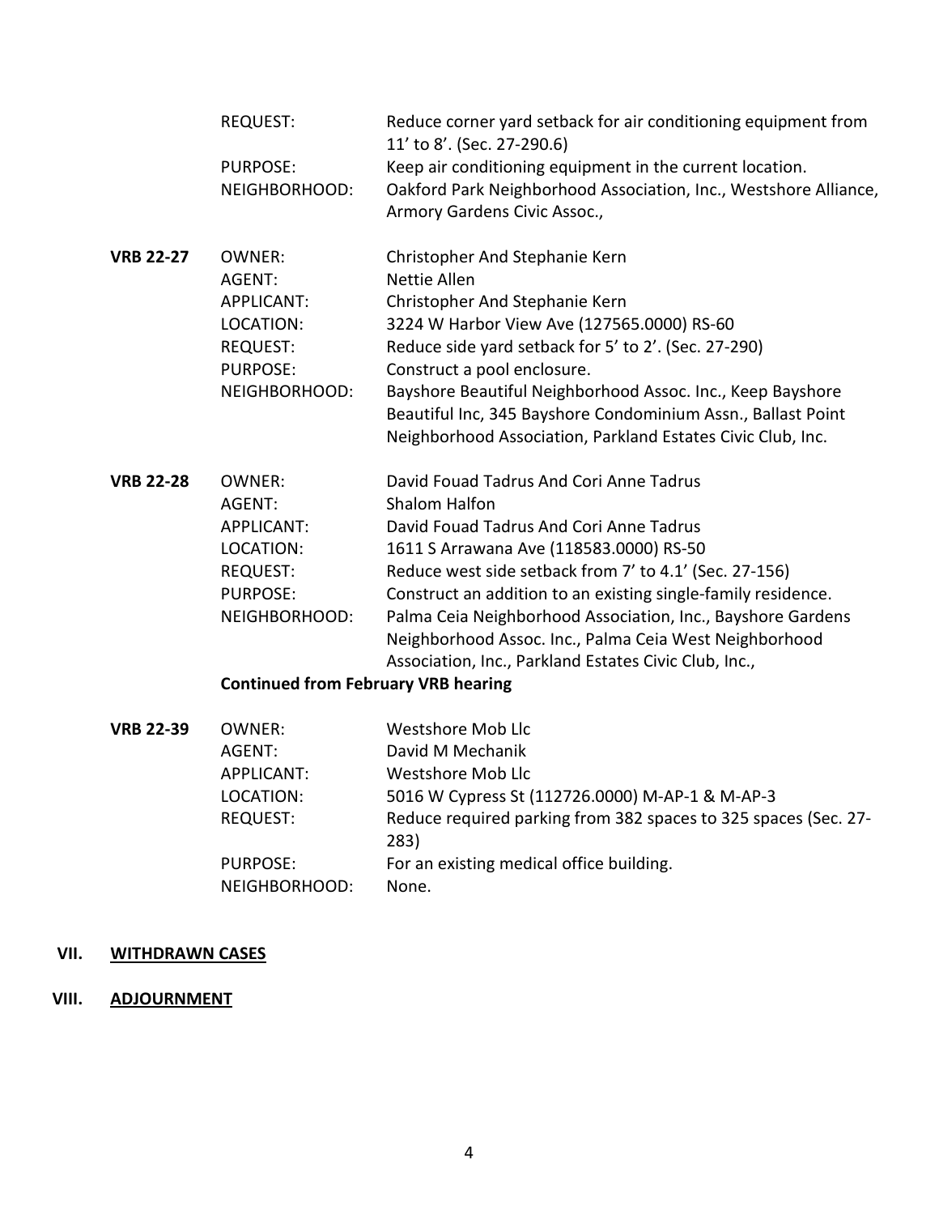| | | |
|---|---|---|
| | REQUEST: | Reduce corner yard setback for air conditioning equipment from 11' to 8'. (Sec. 27-290.6) |
| | PURPOSE: | Keep air conditioning equipment in the current location. |
| | NEIGHBORHOOD: | Oakford Park Neighborhood Association, Inc., Westshore Alliance, Armory Gardens Civic Assoc., |

| | | |
|---|---|---|
| **VRB 22-27** | OWNER: | Christopher And Stephanie Kern |
| | AGENT: | Nettie Allen |
| | APPLICANT: | Christopher And Stephanie Kern |
| | LOCATION: | 3224 W Harbor View Ave (127565.0000) RS-60 |
| | REQUEST: | Reduce side yard setback for 5' to 2'. (Sec. 27-290) |
| | PURPOSE: | Construct a pool enclosure. |
| | NEIGHBORHOOD: | Bayshore Beautiful Neighborhood Assoc. Inc., Keep Bayshore Beautiful Inc, 345 Bayshore Condominium Assn., Ballast Point Neighborhood Association, Parkland Estates Civic Club, Inc. |

| | | |
|---|---|---|
| **VRB 22-28** | OWNER: | David Fouad Tadrus And Cori Anne Tadrus |
| | AGENT: | Shalom Halfon |
| | APPLICANT: | David Fouad Tadrus And Cori Anne Tadrus |
| | LOCATION: | 1611 S Arrawana Ave (118583.0000) RS-50 |
| | REQUEST: | Reduce west side setback from 7' to 4.1' (Sec. 27-156) |
| | PURPOSE: | Construct an addition to an existing single-family residence. |
| | NEIGHBORHOOD: | Palma Ceia Neighborhood Association, Inc., Bayshore Gardens Neighborhood Assoc. Inc., Palma Ceia West Neighborhood Association, Inc., Parkland Estates Civic Club, Inc., |

**Continued from February VRB hearing**

| | | |
|---|---|---|
| **VRB 22-39** | OWNER: | Westshore Mob Llc |
| | AGENT: | David M Mechanik |
| | APPLICANT: | Westshore Mob Llc |
| | LOCATION: | 5016 W Cypress St (112726.0000) M-AP-1 & M-AP-3 |
| | REQUEST: | Reduce required parking from 382 spaces to 325 spaces (Sec. 27-283) |
| | PURPOSE: | For an existing medical office building. |
| | NEIGHBORHOOD: | None. |

## VII. WITHDRAWN CASES

## VIII. ADJOURNMENT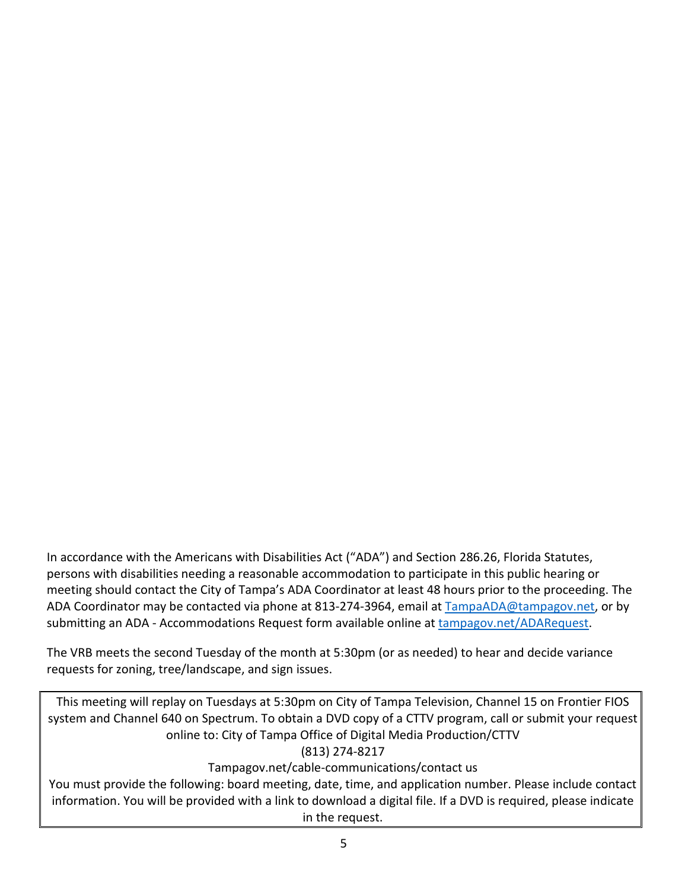In accordance with the Americans with Disabilities Act ("ADA") and Section 286.26, Florida Statutes, persons with disabilities needing a reasonable accommodation to participate in this public hearing or meeting should contact the City of Tampa's ADA Coordinator at least 48 hours prior to the proceeding. The ADA Coordinator may be contacted via phone at 813-274-3964, email at TampaADA@tampagov.net, or by submitting an ADA - Accommodations Request form available online at tampagov.net/ADARequest.

The VRB meets the second Tuesday of the month at 5:30pm (or as needed) to hear and decide variance requests for zoning, tree/landscape, and sign issues.

This meeting will replay on Tuesdays at 5:30pm on City of Tampa Television, Channel 15 on Frontier FIOS system and Channel 640 on Spectrum. To obtain a DVD copy of a CTTV program, call or submit your request online to: City of Tampa Office of Digital Media Production/CTTV

(813) 274-8217

Tampagov.net/cable-communications/contact us

You must provide the following: board meeting, date, time, and application number. Please include contact information. You will be provided with a link to download a digital file. If a DVD is required, please indicate in the request.